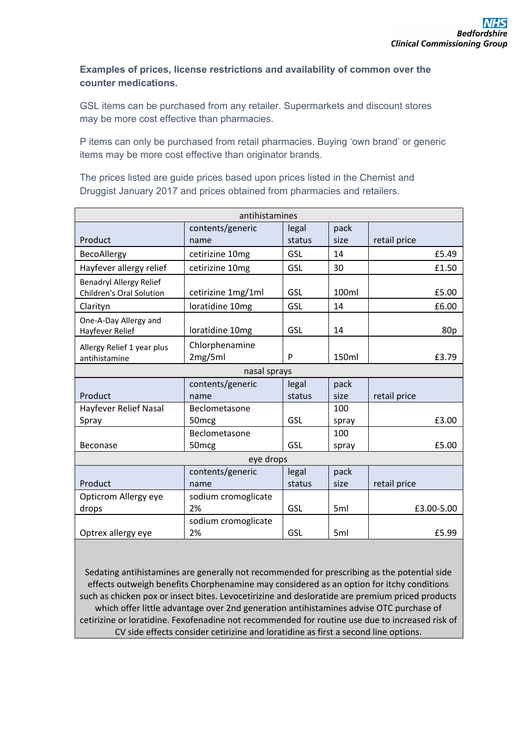**Examples of prices, license restrictions and availability of common over the counter medications.**

GSL items can be purchased from any retailer. Supermarkets and discount stores may be more cost effective than pharmacies.

P items can only be purchased from retail pharmacies. Buying 'own brand' or generic items may be more cost effective than originator brands.

The prices listed are guide prices based upon prices listed in the Chemist and Druggist January 2017 and prices obtained from pharmacies and retailers.

| antihistamines | | | | |
|---|---|---|---|---|
| Product | contents/generic name | legal status | pack size | retail price |
| BecoAllergy | cetirizine 10mg | GSL | 14 | £5.49 |
| Hayfever allergy relief | cetirizine 10mg | GSL | 30 | £1.50 |
| Benadryl Allergy Relief Children's Oral Solution | cetirizine 1mg/1ml | GSL | 100ml | £5.00 |
| Clarityn | loratidine 10mg | GSL | 14 | £6.00 |
| One-A-Day Allergy and Hayfever Relief | loratidine 10mg | GSL | 14 | 80p |
| Allergy Relief 1 year plus antihistamine | Chlorphenamine 2mg/5ml | P | 150ml | £3.79 |
| **nasal sprays** | | | | |
| Product | contents/generic name | legal status | pack size | retail price |
| Hayfever Relief Nasal Spray | Beclometasone 50mcg | GSL | 100 spray | £3.00 |
| Beconase | Beclometasone 50mcg | GSL | 100 spray | £5.00 |
| **eye drops** | | | | |
| Product | contents/generic name | legal status | pack size | retail price |
| Opticrom Allergy eye drops | sodium cromoglicate 2% | GSL | 5ml | £3.00-5.00 |
| Optrex allergy eye | sodium cromoglicate 2% | GSL | 5ml | £5.99 |

Sedating antihistamines are generally not recommended for prescribing as the potential side effects outweigh benefits Chorphenamine may considered as an option for itchy conditions such as chicken pox or insect bites. Levocetirizine and desloratide are premium priced products which offer little advantage over 2nd generation antihistamines advise OTC purchase of cetirizine or loratidine. Fexofenadine not recommended for routine use due to increased risk of CV side effects consider cetirizine and loratidine as first a second line options.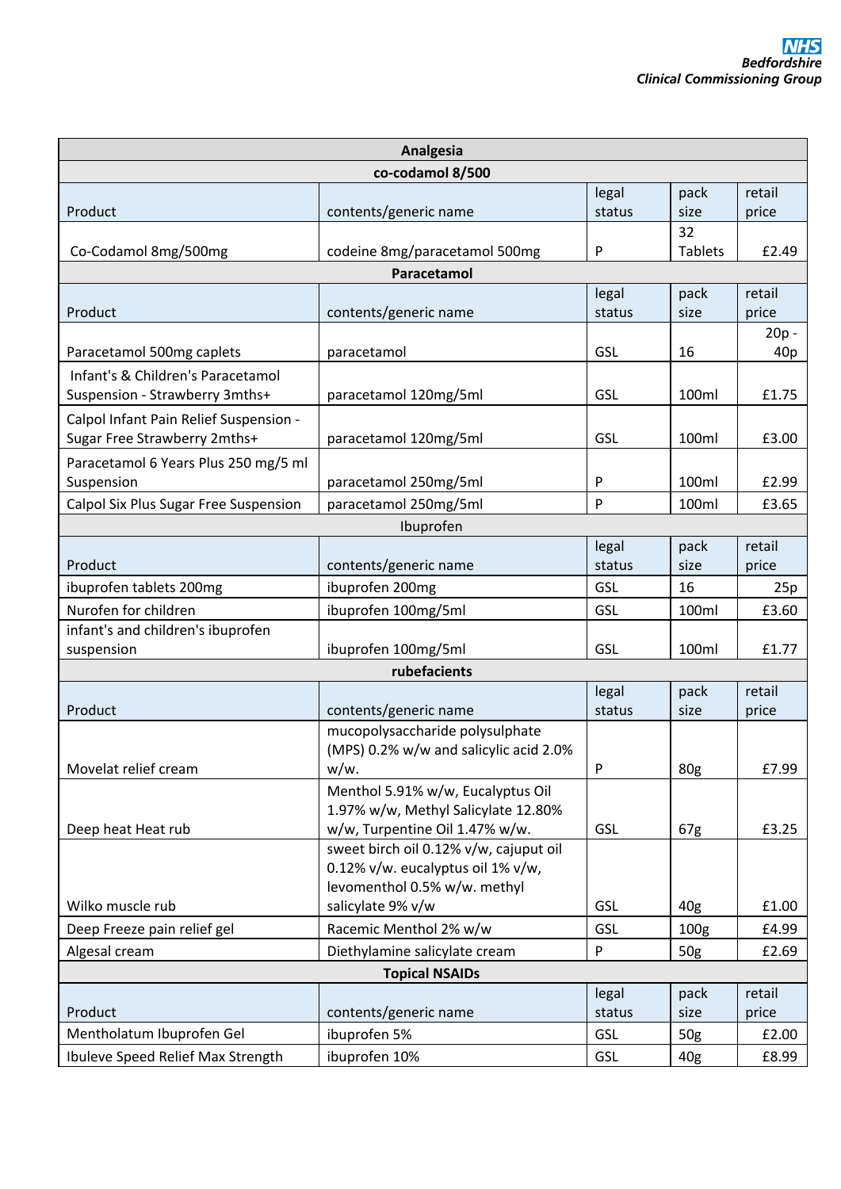| Analgesia | | | | |
|---|---|---|---|---|
| **co-codamol 8/500** | | | | |
| Product | contents/generic name | legal status | pack size | retail price |
| Co-Codamol 8mg/500mg | codeine 8mg/paracetamol 500mg | P | 32 Tablets | £2.49 |
| **Paracetamol** | | | | |
| Product | contents/generic name | legal status | pack size | retail price |
| Paracetamol 500mg caplets | paracetamol | GSL | 16 | 20p - 40p |
| Infant's & Children's Paracetamol Suspension - Strawberry 3mths+ | paracetamol 120mg/5ml | GSL | 100ml | £1.75 |
| Calpol Infant Pain Relief Suspension - Sugar Free Strawberry 2mths+ | paracetamol 120mg/5ml | GSL | 100ml | £3.00 |
| Paracetamol 6 Years Plus 250 mg/5 ml Suspension | paracetamol 250mg/5ml | P | 100ml | £2.99 |
| Calpol Six Plus Sugar Free Suspension | paracetamol 250mg/5ml | P | 100ml | £3.65 |
| Ibuprofen | | | | |
| Product | contents/generic name | legal status | pack size | retail price |
| ibuprofen tablets 200mg | ibuprofen 200mg | GSL | 16 | 25p |
| Nurofen for children | ibuprofen 100mg/5ml | GSL | 100ml | £3.60 |
| infant's and children's ibuprofen suspension | ibuprofen 100mg/5ml | GSL | 100ml | £1.77 |
| **rubefacients** | | | | |
| Product | contents/generic name | legal status | pack size | retail price |
| Movelat relief cream | mucopolysaccharide polysulphate (MPS) 0.2% w/w and salicylic acid 2.0% w/w. | P | 80g | £7.99 |
| Deep heat Heat rub | Menthol 5.91% w/w, Eucalyptus Oil 1.97% w/w, Methyl Salicylate 12.80% w/w, Turpentine Oil 1.47% w/w. | GSL | 67g | £3.25 |
| Wilko muscle rub | sweet birch oil 0.12% v/w, cajuput oil 0.12% v/w. eucalyptus oil 1% v/w, levomenthol 0.5% w/w. methyl salicylate 9% v/w | GSL | 40g | £1.00 |
| Deep Freeze pain relief gel | Racemic Menthol 2% w/w | GSL | 100g | £4.99 |
| Algesal cream | Diethylamine salicylate cream | P | 50g | £2.69 |
| **Topical NSAIDs** | | | | |
| Product | contents/generic name | legal status | pack size | retail price |
| Mentholatum Ibuprofen Gel | ibuprofen 5% | GSL | 50g | £2.00 |
| Ibuleve Speed Relief Max Strength | ibuprofen 10% | GSL | 40g | £8.99 |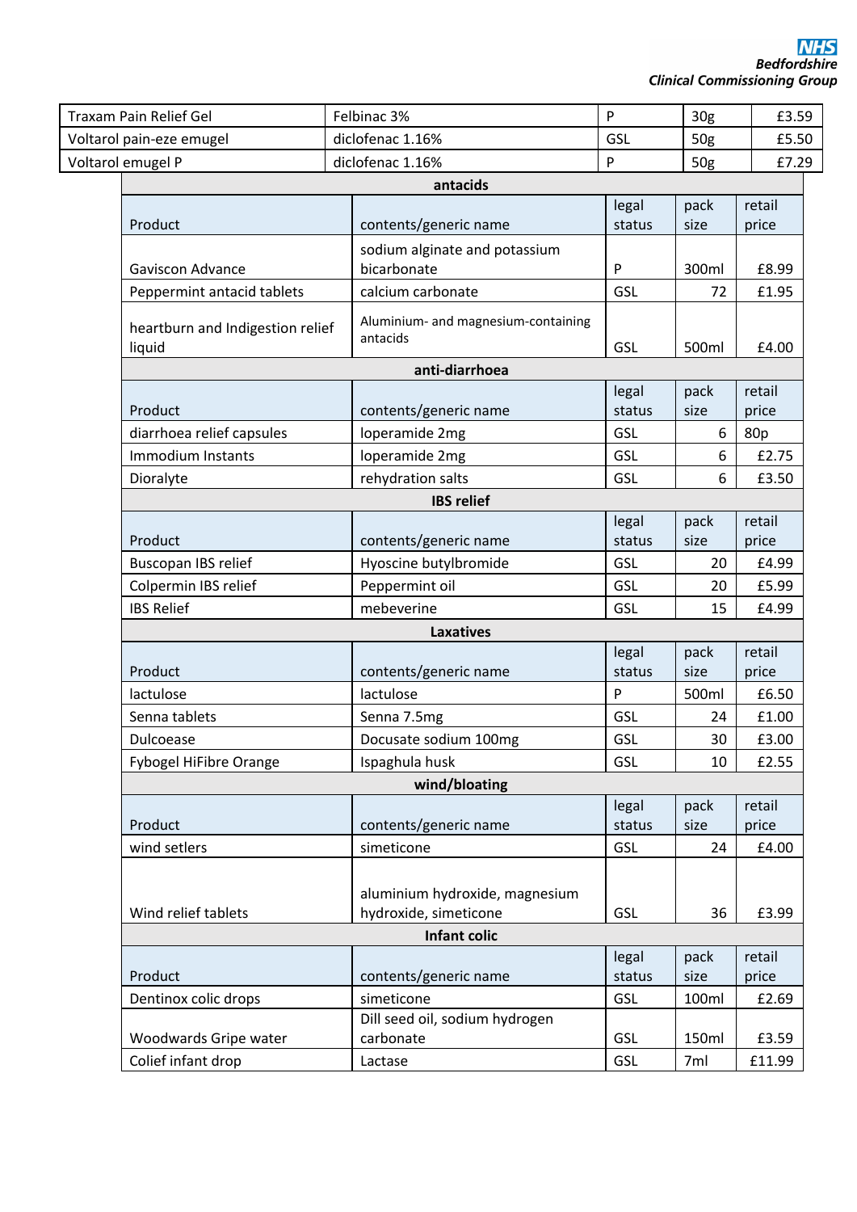| Traxam Pain Relief Gel | Felbinac 3% | P | 30g | £3.59 |
|---|---|---|---|---|
| Voltarol pain-eze emugel | diclofenac 1.16% | GSL | 50g | £5.50 |
| Voltarol emugel P | diclofenac 1.16% | P | 50g | £7.29 |

**antacids**

| Product | contents/generic name | legal status | pack size | retail price |
|---|---|---|---|---|
| Gaviscon Advance | sodium alginate and potassium bicarbonate | P | 300ml | £8.99 |
| Peppermint antacid tablets | calcium carbonate | GSL | 72 | £1.95 |
| heartburn and Indigestion relief liquid | Aluminium- and magnesium-containing antacids | GSL | 500ml | £4.00 |

**anti-diarrhoea**

| Product | contents/generic name | legal status | pack size | retail price |
|---|---|---|---|---|
| diarrhoea relief capsules | loperamide 2mg | GSL | 6 | 80p |
| Immodium Instants | loperamide 2mg | GSL | 6 | £2.75 |
| Dioralyte | rehydration salts | GSL | 6 | £3.50 |

**IBS relief**

| Product | contents/generic name | legal status | pack size | retail price |
|---|---|---|---|---|
| Buscopan IBS relief | Hyoscine butylbromide | GSL | 20 | £4.99 |
| Colpermin IBS relief | Peppermint oil | GSL | 20 | £5.99 |
| IBS Relief | mebeverine | GSL | 15 | £4.99 |

**Laxatives**

| Product | contents/generic name | legal status | pack size | retail price |
|---|---|---|---|---|
| lactulose | lactulose | P | 500ml | £6.50 |
| Senna tablets | Senna 7.5mg | GSL | 24 | £1.00 |
| Dulcoease | Docusate sodium 100mg | GSL | 30 | £3.00 |
| Fybogel HiFibre Orange | Ispaghula husk | GSL | 10 | £2.55 |

**wind/bloating**

| Product | contents/generic name | legal status | pack size | retail price |
|---|---|---|---|---|
| wind setlers | simeticone | GSL | 24 | £4.00 |
| Wind relief tablets | aluminium hydroxide, magnesium hydroxide, simeticone | GSL | 36 | £3.99 |

**Infant colic**

| Product | contents/generic name | legal status | pack size | retail price |
|---|---|---|---|---|
| Dentinox colic drops | simeticone | GSL | 100ml | £2.69 |
| Woodwards Gripe water | Dill seed oil, sodium hydrogen carbonate | GSL | 150ml | £3.59 |
| Colief infant drop | Lactase | GSL | 7ml | £11.99 |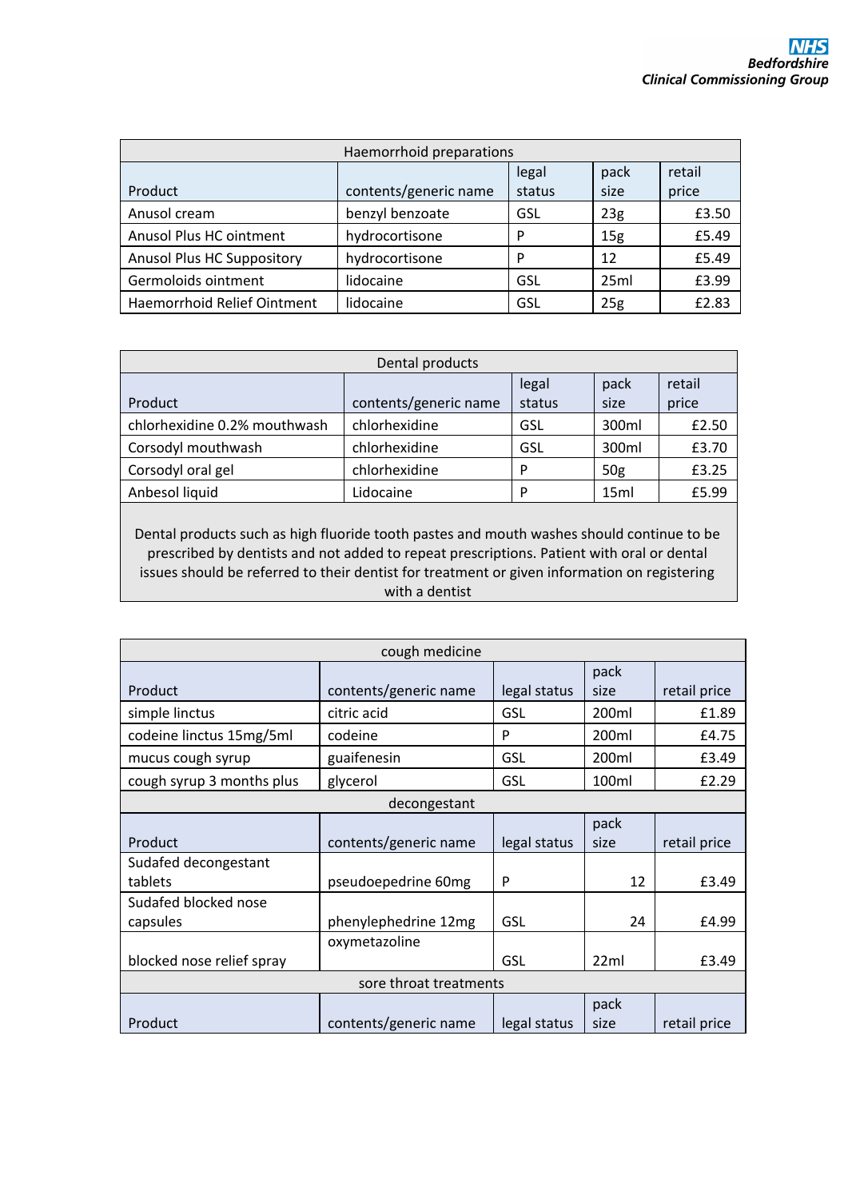| Haemorrhoid preparations | | | | |
|---|---|---|---|---|
| Product | contents/generic name | legal status | pack size | retail price |
| Anusol cream | benzyl benzoate | GSL | 23g | £3.50 |
| Anusol Plus HC ointment | hydrocortisone | P | 15g | £5.49 |
| Anusol Plus HC Suppository | hydrocortisone | P | 12 | £5.49 |
| Germoloids ointment | lidocaine | GSL | 25ml | £3.99 |
| Haemorrhoid Relief Ointment | lidocaine | GSL | 25g | £2.83 |

| Dental products | | | | |
|---|---|---|---|---|
| Product | contents/generic name | legal status | pack size | retail price |
| chlorhexidine 0.2% mouthwash | chlorhexidine | GSL | 300ml | £2.50 |
| Corsodyl mouthwash | chlorhexidine | GSL | 300ml | £3.70 |
| Corsodyl oral gel | chlorhexidine | P | 50g | £3.25 |
| Anbesol liquid | Lidocaine | P | 15ml | £5.99 |

Dental products such as high fluoride tooth pastes and mouth washes should continue to be prescribed by dentists and not added to repeat prescriptions. Patient with oral or dental issues should be referred to their dentist for treatment or given information on registering with a dentist

| cough medicine | | | | |
|---|---|---|---|---|
| Product | contents/generic name | legal status | pack size | retail price |
| simple linctus | citric acid | GSL | 200ml | £1.89 |
| codeine linctus 15mg/5ml | codeine | P | 200ml | £4.75 |
| mucus cough syrup | guaifenesin | GSL | 200ml | £3.49 |
| cough syrup 3 months plus | glycerol | GSL | 100ml | £2.29 |
| **decongestant** | | | | |
| Product | contents/generic name | legal status | pack size | retail price |
| Sudafed decongestant tablets | pseudoepedrine 60mg | P | 12 | £3.49 |
| Sudafed blocked nose capsules | phenylephedrine 12mg | GSL | 24 | £4.99 |
| blocked nose relief spray | oxymetazoline | GSL | 22ml | £3.49 |
| **sore throat treatments** | | | | |
| Product | contents/generic name | legal status | pack size | retail price |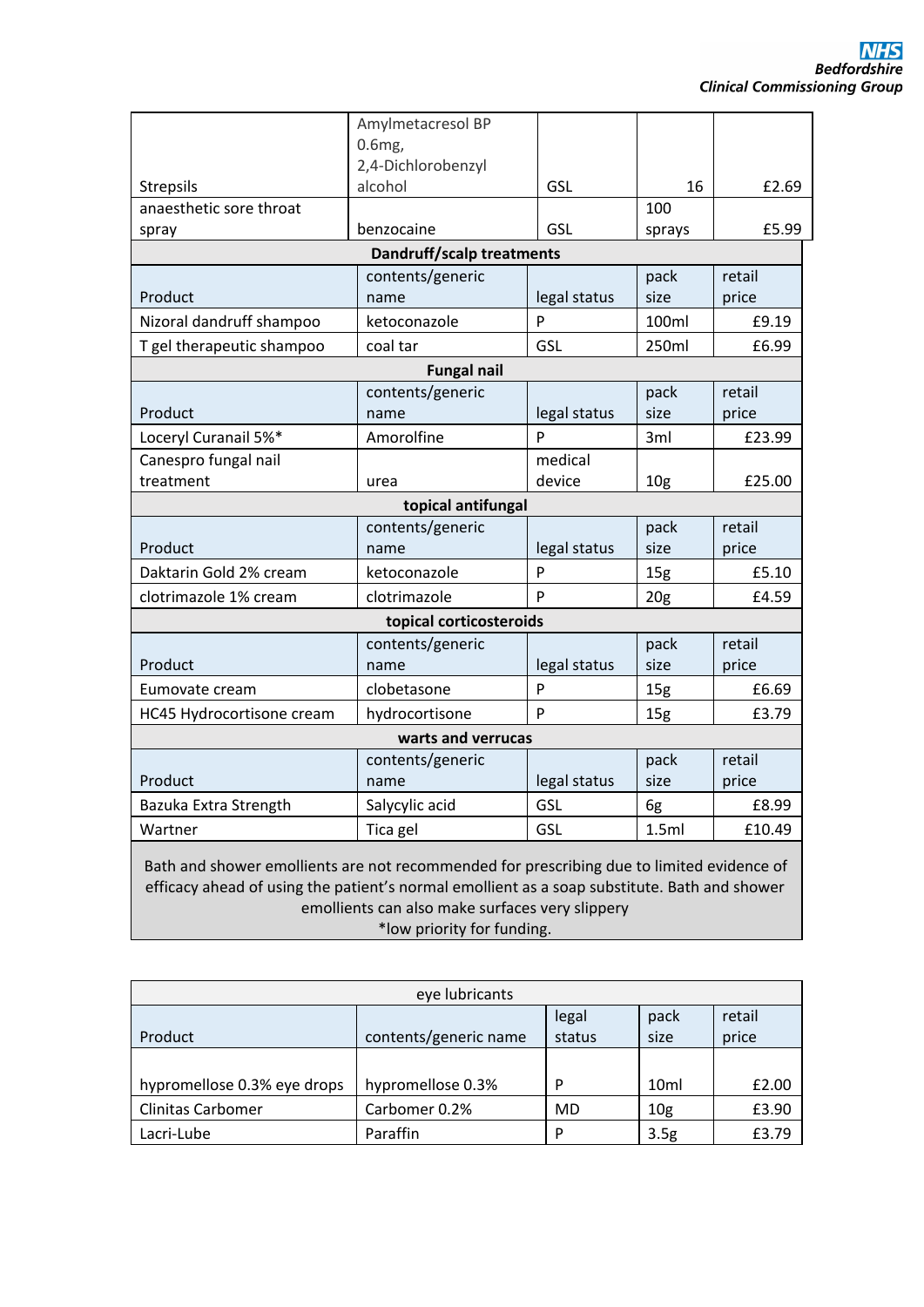| | | | | |
|---|---|---|---|---|
| Strepsils | Amylmetacresol BP 0.6mg, 2,4-Dichlorobenzyl alcohol | GSL | 16 | £2.69 |
| anaesthetic sore throat spray | benzocaine | GSL | 100 sprays | £5.99 |
| **Dandruff/scalp treatments** | | | | |
| Product | contents/generic name | legal status | pack size | retail price |
| Nizoral dandruff shampoo | ketoconazole | P | 100ml | £9.19 |
| T gel therapeutic shampoo | coal tar | GSL | 250ml | £6.99 |
| **Fungal nail** | | | | |
| Product | contents/generic name | legal status | pack size | retail price |
| Loceryl Curanail 5%* | Amorolfine | P | 3ml | £23.99 |
| Canespro fungal nail treatment | urea | medical device | 10g | £25.00 |
| **topical antifungal** | | | | |
| Product | contents/generic name | legal status | pack size | retail price |
| Daktarin Gold 2% cream | ketoconazole | P | 15g | £5.10 |
| clotrimazole 1% cream | clotrimazole | P | 20g | £4.59 |
| **topical corticosteroids** | | | | |
| Product | contents/generic name | legal status | pack size | retail price |
| Eumovate cream | clobetasone | P | 15g | £6.69 |
| HC45 Hydrocortisone cream | hydrocortisone | P | 15g | £3.79 |
| **warts and verrucas** | | | | |
| Product | contents/generic name | legal status | pack size | retail price |
| Bazuka Extra Strength | Salycylic acid | GSL | 6g | £8.99 |
| Wartner | Tica gel | GSL | 1.5ml | £10.49 |

Bath and shower emollients are not recommended for prescribing due to limited evidence of efficacy ahead of using the patient's normal emollient as a soap substitute. Bath and shower emollients can also make surfaces very slippery

*low priority for funding.

| eye lubricants | | | | |
|---|---|---|---|---|
| Product | contents/generic name | legal status | pack size | retail price |
| hypromellose 0.3% eye drops | hypromellose 0.3% | P | 10ml | £2.00 |
| Clinitas Carbomer | Carbomer 0.2% | MD | 10g | £3.90 |
| Lacri-Lube | Paraffin | P | 3.5g | £3.79 |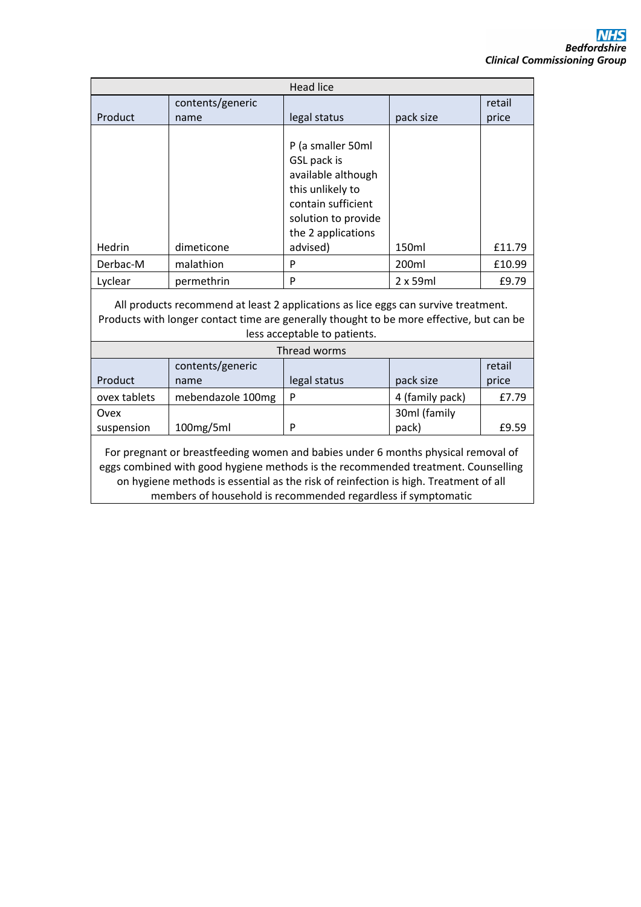| Head lice | | | | |
|---|---|---|---|---|
| Product | contents/generic name | legal status | pack size | retail price |
| Hedrin | dimeticone | P (a smaller 50ml GSL pack is available although this unlikely to contain sufficient solution to provide the 2 applications advised) | 150ml | £11.79 |
| Derbac-M | malathion | P | 200ml | £10.99 |
| Lyclear | permethrin | P | 2 x 59ml | £9.79 |
| All products recommend at least 2 applications as lice eggs can survive treatment. Products with longer contact time are generally thought to be more effective, but can be less acceptable to patients. | | | | |

| Thread worms | | | | |
|---|---|---|---|---|
| Product | contents/generic name | legal status | pack size | retail price |
| ovex tablets | mebendazole 100mg | P | 4 (family pack) | £7.79 |
| Ovex suspension | 100mg/5ml | P | 30ml (family pack) | £9.59 |
| For pregnant or breastfeeding women and babies under 6 months physical removal of eggs combined with good hygiene methods is the recommended treatment. Counselling on hygiene methods is essential as the risk of reinfection is high. Treatment of all members of household is recommended regardless if symptomatic | | | | |